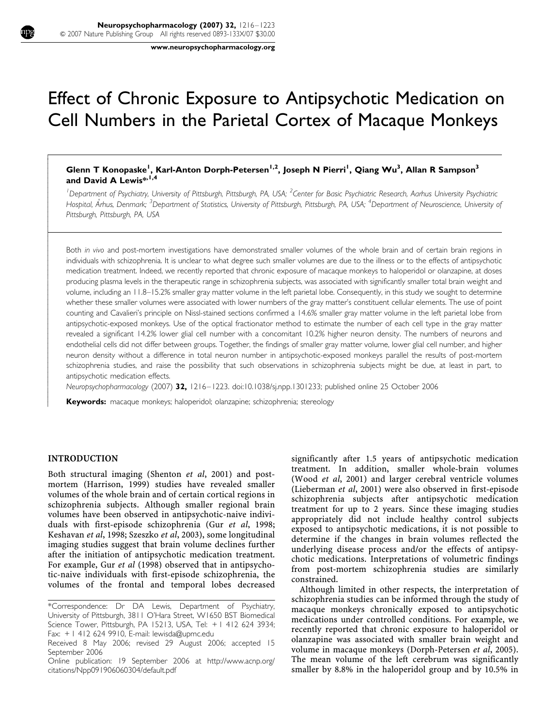# Effect of Chronic Exposure to Antipsychotic Medication on Cell Numbers in the Parietal Cortex of Macaque Monkeys

**Glenn T Konopaske[1], Karl-Anton Dorph-Petersen[1,2], Joseph N Pierri[1], Qiang Wu[3], Allan R Sampson[3] and David A Lewis*[1,4]**

[1]*Department of Psychiatry, University of Pittsburgh, Pittsburgh, PA, USA;* [2]*Center for Basic Psychiatric Research, Aarhus University Psychiatric Hospital, Århus, Denmark;* [3]*Department of Statistics, University of Pittsburgh, Pittsburgh, PA, USA;* [4]*Department of Neuroscience, University of Pittsburgh, Pittsburgh, PA, USA*

Both *in vivo* and post-mortem investigations have demonstrated smaller volumes of the whole brain and of certain brain regions in individuals with schizophrenia. It is unclear to what degree such smaller volumes are due to the illness or to the effects of antipsychotic medication treatment. Indeed, we recently reported that chronic exposure of macaque monkeys to haloperidol or olanzapine, at doses producing plasma levels in the therapeutic range in schizophrenia subjects, was associated with significantly smaller total brain weight and volume, including an 11.8–15.2% smaller gray matter volume in the left parietal lobe. Consequently, in this study we sought to determine whether these smaller volumes were associated with lower numbers of the gray matter's constituent cellular elements. The use of point counting and Cavalieri's principle on Nissl-stained sections confirmed a 14.6% smaller gray matter volume in the left parietal lobe from antipsychotic-exposed monkeys. Use of the optical fractionator method to estimate the number of each cell type in the gray matter revealed a significant 14.2% lower glial cell number with a concomitant 10.2% higher neuron density. The numbers of neurons and endothelial cells did not differ between groups. Together, the findings of smaller gray matter volume, lower glial cell number, and higher neuron density without a difference in total neuron number in antipsychotic-exposed monkeys parallel the results of post-mortem schizophrenia studies, and raise the possibility that such observations in schizophrenia subjects might be due, at least in part, to antipsychotic medication effects.

*Neuropsychopharmacology* (2007) **32**, 1216–1223. doi:10.1038/sj.npp.1301233; published online 25 October 2006

**Keywords:** macaque monkeys; haloperidol; olanzapine; schizophrenia; stereology

## INTRODUCTION

Both structural imaging (Shenton *et al*, 2001) and post-mortem (Harrison, 1999) studies have revealed smaller volumes of the whole brain and of certain cortical regions in schizophrenia subjects. Although smaller regional brain volumes have been observed in antipsychotic-naive individuals with first-episode schizophrenia (Gur *et al*, 1998; Keshavan *et al*, 1998; Szeszko *et al*, 2003), some longitudinal imaging studies suggest that brain volume declines further after the initiation of antipsychotic medication treatment. For example, Gur *et al* (1998) observed that in antipsychotic-naive individuals with first-episode schizophrenia, the volumes of the frontal and temporal lobes decreased significantly after 1.5 years of antipsychotic medication treatment. In addition, smaller whole-brain volumes (Wood *et al*, 2001) and larger cerebral ventricle volumes (Lieberman *et al*, 2001) were also observed in first-episode schizophrenia subjects after antipsychotic medication treatment for up to 2 years. Since these imaging studies appropriately did not include healthy control subjects exposed to antipsychotic medications, it is not possible to determine if the changes in brain volumes reflected the underlying disease process and/or the effects of antipsychotic medications. Interpretations of volumetric findings from post-mortem schizophrenia studies are similarly constrained.

Although limited in other respects, the interpretation of schizophrenia studies can be informed through the study of macaque monkeys chronically exposed to antipsychotic medications under controlled conditions. For example, we recently reported that chronic exposure to haloperidol or olanzapine was associated with smaller brain weight and volume in macaque monkeys (Dorph-Petersen *et al*, 2005). The mean volume of the left cerebrum was significantly smaller by 8.8% in the haloperidol group and by 10.5% in

*Correspondence: Dr DA Lewis, Department of Psychiatry, University of Pittsburgh, 3811 O'Hara Street, W1650 BST Biomedical Science Tower, Pittsburgh, PA 15213, USA, Tel: +1 412 624 3934; Fax: +1 412 624 9910, E-mail: lewisda@upmc.edu

Received 8 May 2006; revised 29 August 2006; accepted 15 September 2006

Online publication: 19 September 2006 at http://www.acnp.org/citations/Npp091906060304/default.pdf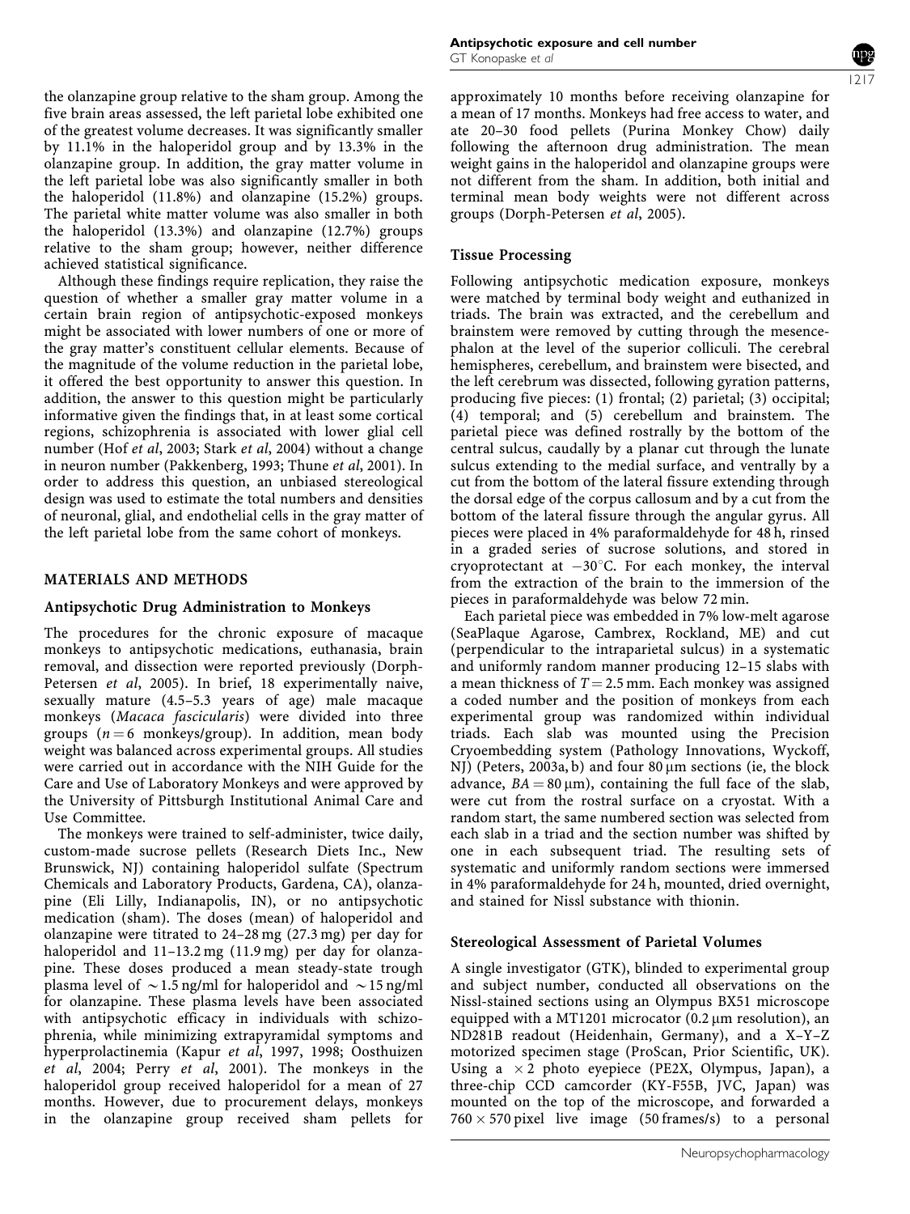the olanzapine group relative to the sham group. Among the five brain areas assessed, the left parietal lobe exhibited one of the greatest volume decreases. It was significantly smaller by 11.1% in the haloperidol group and by 13.3% in the olanzapine group. In addition, the gray matter volume in the left parietal lobe was also significantly smaller in both the haloperidol (11.8%) and olanzapine (15.2%) groups. The parietal white matter volume was also smaller in both the haloperidol (13.3%) and olanzapine (12.7%) groups relative to the sham group; however, neither difference achieved statistical significance.

Although these findings require replication, they raise the question of whether a smaller gray matter volume in a certain brain region of antipsychotic-exposed monkeys might be associated with lower numbers of one or more of the gray matter's constituent cellular elements. Because of the magnitude of the volume reduction in the parietal lobe, it offered the best opportunity to answer this question. In addition, the answer to this question might be particularly informative given the findings that, in at least some cortical regions, schizophrenia is associated with lower glial cell number (Hof *et al*, 2003; Stark *et al*, 2004) without a change in neuron number (Pakkenberg, 1993; Thune *et al*, 2001). In order to address this question, an unbiased stereological design was used to estimate the total numbers and densities of neuronal, glial, and endothelial cells in the gray matter of the left parietal lobe from the same cohort of monkeys.

## MATERIALS AND METHODS

### Antipsychotic Drug Administration to Monkeys

The procedures for the chronic exposure of macaque monkeys to antipsychotic medications, euthanasia, brain removal, and dissection were reported previously (Dorph-Petersen *et al*, 2005). In brief, 18 experimentally naive, sexually mature (4.5–5.3 years of age) male macaque monkeys (*Macaca fascicularis*) were divided into three groups ($n = 6$ monkeys/group). In addition, mean body weight was balanced across experimental groups. All studies were carried out in accordance with the NIH Guide for the Care and Use of Laboratory Monkeys and were approved by the University of Pittsburgh Institutional Animal Care and Use Committee.

The monkeys were trained to self-administer, twice daily, custom-made sucrose pellets (Research Diets Inc., New Brunswick, NJ) containing haloperidol sulfate (Spectrum Chemicals and Laboratory Products, Gardena, CA), olanzapine (Eli Lilly, Indianapolis, IN), or no antipsychotic medication (sham). The doses (mean) of haloperidol and olanzapine were titrated to 24–28 mg (27.3 mg) per day for haloperidol and 11–13.2 mg (11.9 mg) per day for olanzapine. These doses produced a mean steady-state trough plasma level of ~1.5 ng/ml for haloperidol and ~15 ng/ml for olanzapine. These plasma levels have been associated with antipsychotic efficacy in individuals with schizophrenia, while minimizing extrapyramidal symptoms and hyperprolactinemia (Kapur *et al*, 1997, 1998; Oosthuizen *et al*, 2004; Perry *et al*, 2001). The monkeys in the haloperidol group received haloperidol for a mean of 27 months. However, due to procurement delays, monkeys in the olanzapine group received sham pellets for approximately 10 months before receiving olanzapine for a mean of 17 months. Monkeys had free access to water, and ate 20–30 food pellets (Purina Monkey Chow) daily following the afternoon drug administration. The mean weight gains in the haloperidol and olanzapine groups were not different from the sham. In addition, both initial and terminal mean body weights were not different across groups (Dorph-Petersen *et al*, 2005).

### Tissue Processing

Following antipsychotic medication exposure, monkeys were matched by terminal body weight and euthanized in triads. The brain was extracted, and the cerebellum and brainstem were removed by cutting through the mesencephalon at the level of the superior colliculi. The cerebral hemispheres, cerebellum, and brainstem were bisected, and the left cerebrum was dissected, following gyration patterns, producing five pieces: (1) frontal; (2) parietal; (3) occipital; (4) temporal; and (5) cerebellum and brainstem. The parietal piece was defined rostrally by the bottom of the central sulcus, caudally by a planar cut through the lunate sulcus extending to the medial surface, and ventrally by a cut from the bottom of the lateral fissure extending through the dorsal edge of the corpus callosum and by a cut from the bottom of the lateral fissure through the angular gyrus. All pieces were placed in 4% paraformaldehyde for 48 h, rinsed in a graded series of sucrose solutions, and stored in cryoprotectant at $-30^{\circ}$C. For each monkey, the interval from the extraction of the brain to the immersion of the pieces in paraformaldehyde was below 72 min.

Each parietal piece was embedded in 7% low-melt agarose (SeaPlaque Agarose, Cambrex, Rockland, ME) and cut (perpendicular to the intraparietal sulcus) in a systematic and uniformly random manner producing 12–15 slabs with a mean thickness of $T = 2.5$ mm. Each monkey was assigned a coded number and the position of monkeys from each experimental group was randomized within individual triads. Each slab was mounted using the Precision Cryoembedding system (Pathology Innovations, Wyckoff, NJ) (Peters, 2003a, b) and four 80 μm sections (ie, the block advance, $BA = 80$ μm), containing the full face of the slab, were cut from the rostral surface on a cryostat. With a random start, the same numbered section was selected from each slab in a triad and the section number was shifted by one in each subsequent triad. The resulting sets of systematic and uniformly random sections were immersed in 4% paraformaldehyde for 24 h, mounted, dried overnight, and stained for Nissl substance with thionin.

### Stereological Assessment of Parietal Volumes

A single investigator (GTK), blinded to experimental group and subject number, conducted all observations on the Nissl-stained sections using an Olympus BX51 microscope equipped with a MT1201 microcator (0.2 μm resolution), an ND281B readout (Heidenhain, Germany), and a X–Y–Z motorized specimen stage (ProScan, Prior Scientific, UK). Using a $\times 2$ photo eyepiece (PE2X, Olympus, Japan), a three-chip CCD camcorder (KY-F55B, JVC, Japan) was mounted on the top of the microscope, and forwarded a $760 \times 570$ pixel live image (50 frames/s) to a personal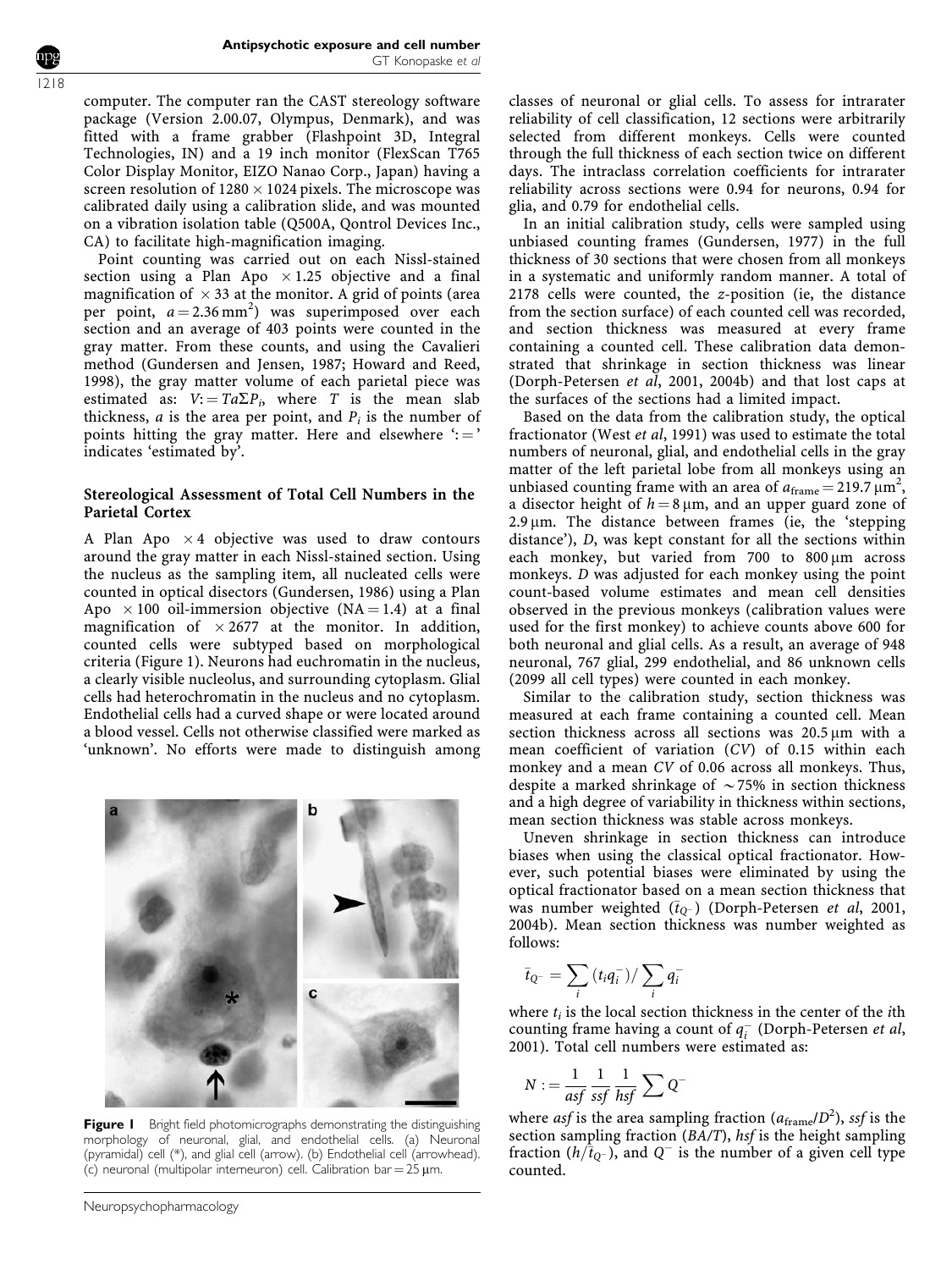computer. The computer ran the CAST stereology software package (Version 2.00.07, Olympus, Denmark), and was fitted with a frame grabber (Flashpoint 3D, Integral Technologies, IN) and a 19 inch monitor (FlexScan T765 Color Display Monitor, EIZO Nanao Corp., Japan) having a screen resolution of $1280 \times 1024$ pixels. The microscope was calibrated daily using a calibration slide, and was mounted on a vibration isolation table (Q500A, Qontrol Devices Inc., CA) to facilitate high-magnification imaging.

Point counting was carried out on each Nissl-stained section using a Plan Apo $\times 1.25$ objective and a final magnification of $\times 33$ at the monitor. A grid of points (area per point, $a = 2.36\,\text{mm}^2$) was superimposed over each section and an average of 403 points were counted in the gray matter. From these counts, and using the Cavalieri method (Gundersen and Jensen, 1987; Howard and Reed, 1998), the gray matter volume of each parietal piece was estimated as: $V := Ta\Sigma P_i$, where $T$ is the mean slab thickness, $a$ is the area per point, and $P_i$ is the number of points hitting the gray matter. Here and elsewhere '$:=$' indicates 'estimated by'.

### Stereological Assessment of Total Cell Numbers in the Parietal Cortex

A Plan Apo $\times 4$ objective was used to draw contours around the gray matter in each Nissl-stained section. Using the nucleus as the sampling item, all nucleated cells were counted in optical disectors (Gundersen, 1986) using a Plan Apo $\times 100$ oil-immersion objective (NA = 1.4) at a final magnification of $\times 2677$ at the monitor. In addition, counted cells were subtyped based on morphological criteria (Figure 1). Neurons had euchromatin in the nucleus, a clearly visible nucleolus, and surrounding cytoplasm. Glial cells had heterochromatin in the nucleus and no cytoplasm. Endothelial cells had a curved shape or were located around a blood vessel. Cells not otherwise classified were marked as 'unknown'. No efforts were made to distinguish among classes of neuronal or glial cells. To assess for intrarater reliability of cell classification, 12 sections were arbitrarily selected from different monkeys. Cells were counted through the full thickness of each section twice on different days. The intraclass correlation coefficients for intrarater reliability across sections were 0.94 for neurons, 0.94 for glia, and 0.79 for endothelial cells.

**Figure 1** Bright field photomicrographs demonstrating the distinguishing morphology of neuronal, glial, and endothelial cells. (a) Neuronal (pyramidal) cell (*), and glial cell (arrow). (b) Endothelial cell (arrowhead). (c) neuronal (multipolar interneuron) cell. Calibration bar = 25 μm.

In an initial calibration study, cells were sampled using unbiased counting frames (Gundersen, 1977) in the full thickness of 30 sections that were chosen from all monkeys in a systematic and uniformly random manner. A total of 2178 cells were counted, the $z$-position (ie, the distance from the section surface) of each counted cell was recorded, and section thickness was measured at every frame containing a counted cell. These calibration data demonstrated that shrinkage in section thickness was linear (Dorph-Petersen *et al*, 2001, 2004b) and that lost caps at the surfaces of the sections had a limited impact.

Based on the data from the calibration study, the optical fractionator (West *et al*, 1991) was used to estimate the total numbers of neuronal, glial, and endothelial cells in the gray matter of the left parietal lobe from all monkeys using an unbiased counting frame with an area of $a_{\text{frame}} = 219.7\,\mu\text{m}^2$, a disector height of $h = 8\,\mu\text{m}$, and an upper guard zone of $2.9\,\mu\text{m}$. The distance between frames (ie, the 'stepping distance'), $D$, was kept constant for all the sections within each monkey, but varied from 700 to 800 μm across monkeys. $D$ was adjusted for each monkey using the point count-based volume estimates and mean cell densities observed in the previous monkeys (calibration values were used for the first monkey) to achieve counts above 600 for both neuronal and glial cells. As a result, an average of 948 neuronal, 767 glial, 299 endothelial, and 86 unknown cells (2099 all cell types) were counted in each monkey.

Similar to the calibration study, section thickness was measured at each frame containing a counted cell. Mean section thickness across all sections was 20.5 μm with a mean coefficient of variation ($CV$) of 0.15 within each monkey and a mean $CV$ of 0.06 across all monkeys. Thus, despite a marked shrinkage of ~75% in section thickness and a high degree of variability in thickness within sections, mean section thickness was stable across monkeys.

Uneven shrinkage in section thickness can introduce biases when using the classical optical fractionator. However, such potential biases were eliminated by using the optical fractionator based on a mean section thickness that was number weighted ($\bar{t}_{Q^-}$) (Dorph-Petersen *et al*, 2001, 2004b). Mean section thickness was number weighted as follows:

$$\bar{t}_{Q^-} = \sum_i (t_i q_i^-) / \sum_i q_i^-$$

where $t_i$ is the local section thickness in the center of the $i$th counting frame having a count of $q_i^-$ (Dorph-Petersen *et al*, 2001). Total cell numbers were estimated as:

$$N := \frac{1}{asf}\,\frac{1}{ssf}\,\frac{1}{hsf}\sum Q^-$$

where $asf$ is the area sampling fraction ($a_{\text{frame}}/D^2$), $ssf$ is the section sampling fraction ($BA/T$), $hsf$ is the height sampling fraction ($h/\bar{t}_{Q^-}$), and $Q^-$ is the number of a given cell type counted.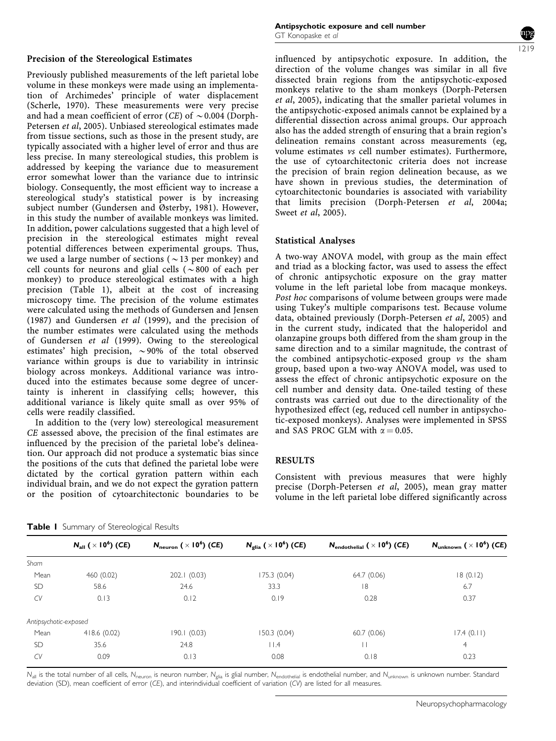### Precision of the Stereological Estimates

Previously published measurements of the left parietal lobe volume in these monkeys were made using an implementation of Archimedes' principle of water displacement (Scherle, 1970). These measurements were very precise and had a mean coefficient of error (*CE*) of $\sim 0.004$ (Dorph-Petersen *et al*, 2005). Unbiased stereological estimates made from tissue sections, such as those in the present study, are typically associated with a higher level of error and thus are less precise. In many stereological studies, this problem is addressed by keeping the variance due to measurement error somewhat lower than the variance due to intrinsic biology. Consequently, the most efficient way to increase a stereological study's statistical power is by increasing subject number (Gundersen and Østerby, 1981). However, in this study the number of available monkeys was limited. In addition, power calculations suggested that a high level of precision in the stereological estimates might reveal potential differences between experimental groups. Thus, we used a large number of sections ($\sim 13$ per monkey) and cell counts for neurons and glial cells ($\sim 800$ of each per monkey) to produce stereological estimates with a high precision (Table 1), albeit at the cost of increasing microscopy time. The precision of the volume estimates were calculated using the methods of Gundersen and Jensen (1987) and Gundersen *et al* (1999), and the precision of the number estimates were calculated using the methods of Gundersen *et al* (1999). Owing to the stereological estimates' high precision, $\sim 90\%$ of the total observed variance within groups is due to variability in intrinsic biology across monkeys. Additional variance was introduced into the estimates because some degree of uncertainty is inherent in classifying cells; however, this additional variance is likely quite small as over 95% of cells were readily classified.

In addition to the (very low) stereological measurement *CE* assessed above, the precision of the final estimates are influenced by the precision of the parietal lobe's delineation. Our approach did not produce a systematic bias since the positions of the cuts that defined the parietal lobe were dictated by the cortical gyration pattern within each individual brain, and we do not expect the gyration pattern or the position of cytoarchitectonic boundaries to be influenced by antipsychotic exposure. In addition, the direction of the volume changes was similar in all five dissected brain regions from the antipsychotic-exposed monkeys relative to the sham monkeys (Dorph-Petersen *et al*, 2005), indicating that the smaller parietal volumes in the antipsychotic-exposed animals cannot be explained by a differential dissection across animal groups. Our approach also has the added strength of ensuring that a brain region's delineation remains constant across measurements (eg, volume estimates *vs* cell number estimates). Furthermore, the use of cytoarchitectonic criteria does not increase the precision of brain region delineation because, as we have shown in previous studies, the determination of cytoarchitectonic boundaries is associated with variability that limits precision (Dorph-Petersen *et al*, 2004a; Sweet *et al*, 2005).

### Statistical Analyses

A two-way ANOVA model, with group as the main effect and triad as a blocking factor, was used to assess the effect of chronic antipsychotic exposure on the gray matter volume in the left parietal lobe from macaque monkeys. *Post hoc* comparisons of volume between groups were made using Tukey's multiple comparisons test. Because volume data, obtained previously (Dorph-Petersen *et al*, 2005) and in the current study, indicated that the haloperidol and olanzapine groups both differed from the sham group in the same direction and to a similar magnitude, the contrast of the combined antipsychotic-exposed group *vs* the sham group, based upon a two-way ANOVA model, was used to assess the effect of chronic antipsychotic exposure on the cell number and density data. One-tailed testing of these contrasts was carried out due to the directionality of the hypothesized effect (eg, reduced cell number in antipsychotic-exposed monkeys). Analyses were implemented in SPSS and SAS PROC GLM with $\alpha = 0.05$.

## RESULTS

Consistent with previous measures that were highly precise (Dorph-Petersen *et al*, 2005), mean gray matter volume in the left parietal lobe differed significantly across

**Table 1** Summary of Stereological Results

| | $N_{all}$ ($\times 10^6$) (*CE*) | $N_{neuron}$ ($\times 10^6$) (*CE*) | $N_{glia}$ ($\times 10^6$) (*CE*) | $N_{endothelial}$ ($\times 10^6$) (*CE*) | $N_{unknown}$ ($\times 10^6$) (*CE*) |
|---|---|---|---|---|---|
| *Sham* | | | | | |
| Mean | 460 (0.02) | 202.1 (0.03) | 175.3 (0.04) | 64.7 (0.06) | 18 (0.12) |
| SD | 58.6 | 24.6 | 33.3 | 18 | 6.7 |
| *CV* | 0.13 | 0.12 | 0.19 | 0.28 | 0.37 |
| *Antipsychotic-exposed* | | | | | |
| Mean | 418.6 (0.02) | 190.1 (0.03) | 150.3 (0.04) | 60.7 (0.06) | 17.4 (0.11) |
| SD | 35.6 | 24.8 | 11.4 | 11 | 4 |
| *CV* | 0.09 | 0.13 | 0.08 | 0.18 | 0.23 |

$N_{all}$ is the total number of all cells, $N_{neuron}$ is neuron number, $N_{glia}$ is glial number, $N_{endothelial}$ is endothelial number, and $N_{unknown}$ is unknown number. Standard deviation (SD), mean coefficient of error (*CE*), and interindividual coefficient of variation (*CV*) are listed for all measures.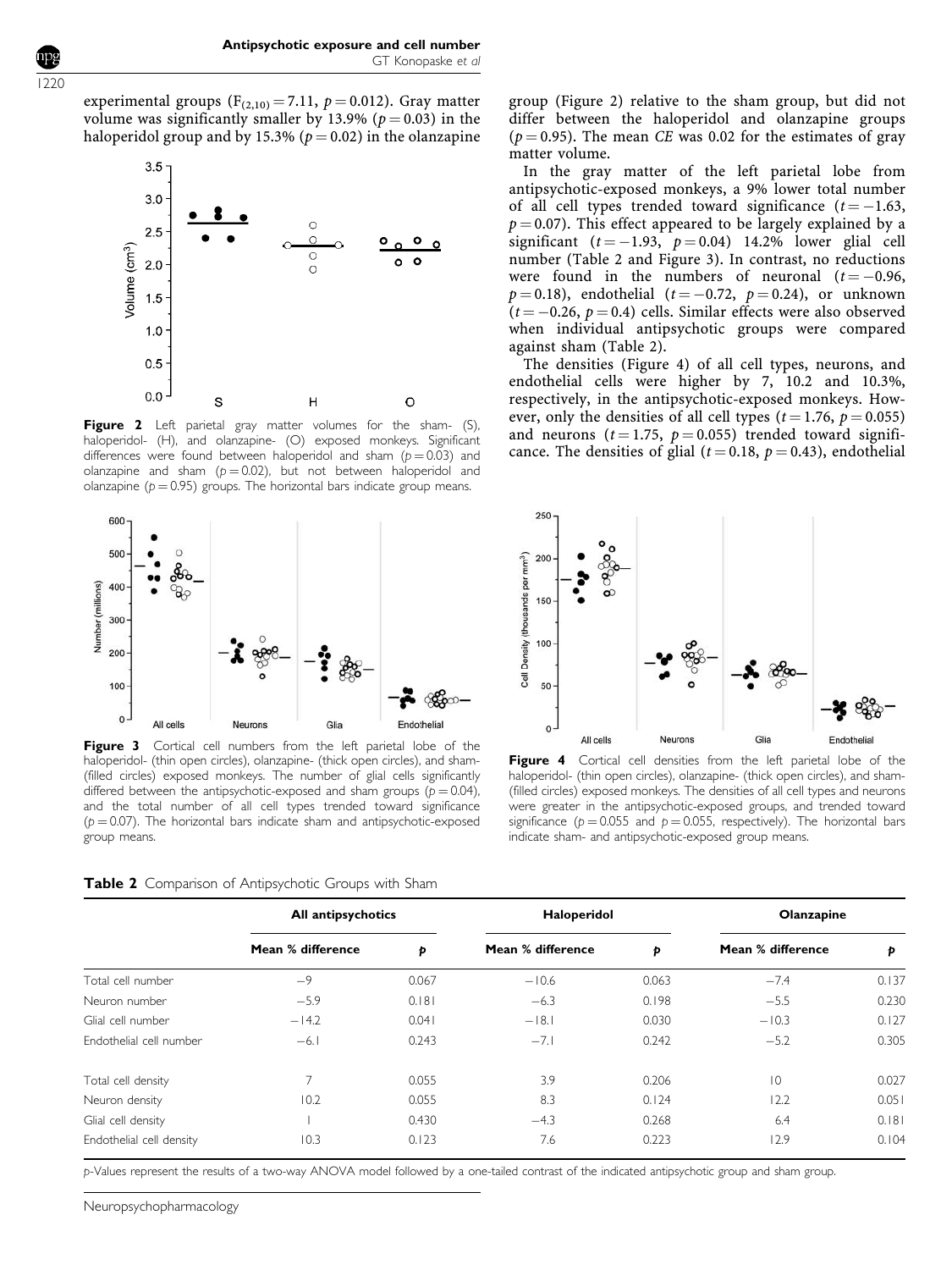experimental groups ($F_{(2,10)} = 7.11$, $p = 0.012$). Gray matter volume was significantly smaller by 13.9% ($p = 0.03$) in the haloperidol group and by 15.3% ($p = 0.02$) in the olanzapine group (Figure 2) relative to the sham group, but did not differ between the haloperidol and olanzapine groups ($p = 0.95$). The mean *CE* was 0.02 for the estimates of gray matter volume.

**Figure 2** Left parietal gray matter volumes for the sham- (S), haloperidol- (H), and olanzapine- (O) exposed monkeys. Significant differences were found between haloperidol and sham ($p = 0.03$) and olanzapine and sham ($p = 0.02$), but not between haloperidol and olanzapine ($p = 0.95$) groups. The horizontal bars indicate group means.

In the gray matter of the left parietal lobe from antipsychotic-exposed monkeys, a 9% lower total number of all cell types trended toward significance ($t = -1.63$, $p = 0.07$). This effect appeared to be largely explained by a significant ($t = -1.93$, $p = 0.04$) 14.2% lower glial cell number (Table 2 and Figure 3). In contrast, no reductions were found in the numbers of neuronal ($t = -0.96$, $p = 0.18$), endothelial ($t = -0.72$, $p = 0.24$), or unknown ($t = -0.26$, $p = 0.4$) cells. Similar effects were also observed when individual antipsychotic groups were compared against sham (Table 2).

The densities (Figure 4) of all cell types, neurons, and endothelial cells were higher by 7, 10.2 and 10.3%, respectively, in the antipsychotic-exposed monkeys. However, only the densities of all cell types ($t = 1.76$, $p = 0.055$) and neurons ($t = 1.75$, $p = 0.055$) trended toward significance. The densities of glial ($t = 0.18$, $p = 0.43$), endothelial

**Figure 3** Cortical cell numbers from the left parietal lobe of the haloperidol- (thin open circles), olanzapine- (thick open circles), and sham- (filled circles) exposed monkeys. The number of glial cells significantly differed between the antipsychotic-exposed and sham groups ($p = 0.04$), and the total number of all cell types trended toward significance ($p = 0.07$). The horizontal bars indicate sham and antipsychotic-exposed group means.

**Figure 4** Cortical cell densities from the left parietal lobe of the haloperidol- (thin open circles), olanzapine- (thick open circles), and sham- (filled circles) exposed monkeys. The densities of all cell types and neurons were greater in the antipsychotic-exposed groups, and trended toward significance ($p = 0.055$ and $p = 0.055$, respectively). The horizontal bars indicate sham- and antipsychotic-exposed group means.

**Table 2** Comparison of Antipsychotic Groups with Sham

| | All antipsychotics | | Haloperidol | | Olanzapine | |
|---|---|---|---|---|---|---|
| | Mean % difference | *p* | Mean % difference | *p* | Mean % difference | *p* |
| Total cell number | −9 | 0.067 | −10.6 | 0.063 | −7.4 | 0.137 |
| Neuron number | −5.9 | 0.181 | −6.3 | 0.198 | −5.5 | 0.230 |
| Glial cell number | −14.2 | 0.041 | −18.1 | 0.030 | −10.3 | 0.127 |
| Endothelial cell number | −6.1 | 0.243 | −7.1 | 0.242 | −5.2 | 0.305 |
| Total cell density | 7 | 0.055 | 3.9 | 0.206 | 10 | 0.027 |
| Neuron density | 10.2 | 0.055 | 8.3 | 0.124 | 12.2 | 0.051 |
| Glial cell density | 1 | 0.430 | −4.3 | 0.268 | 6.4 | 0.181 |
| Endothelial cell density | 10.3 | 0.123 | 7.6 | 0.223 | 12.9 | 0.104 |

*p*-Values represent the results of a two-way ANOVA model followed by a one-tailed contrast of the indicated antipsychotic group and sham group.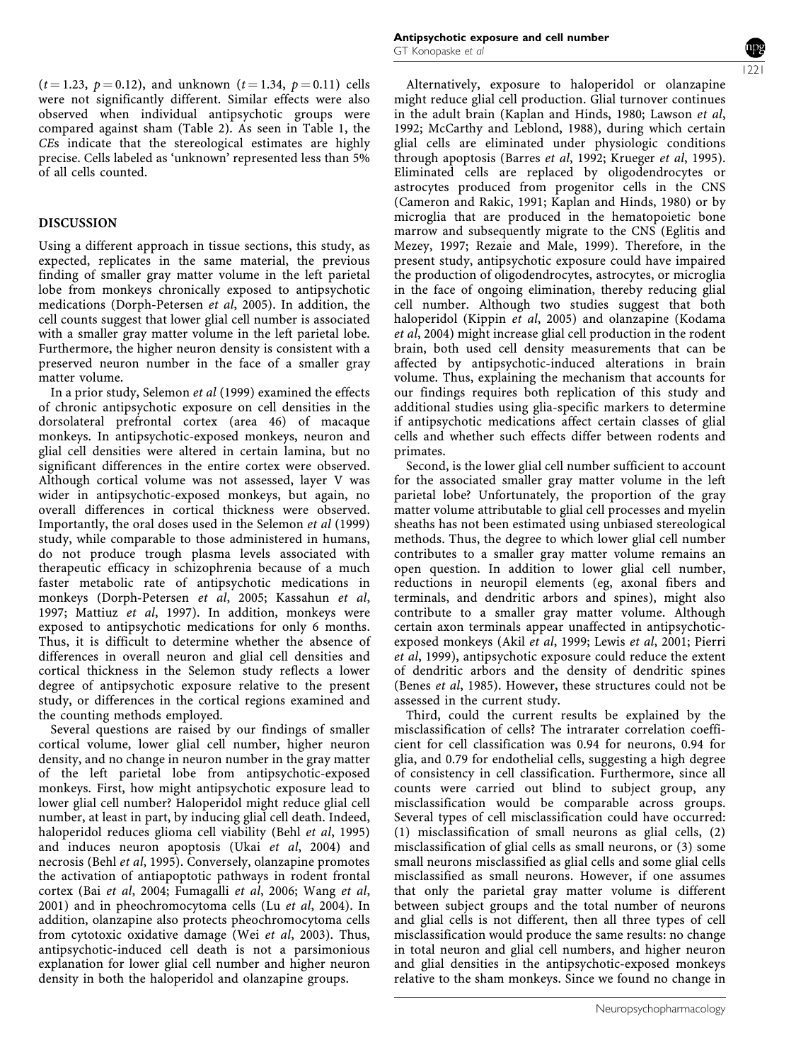($t = 1.23$, $p = 0.12$), and unknown ($t = 1.34$, $p = 0.11$) cells were not significantly different. Similar effects were also observed when individual antipsychotic groups were compared against sham (Table 2). As seen in Table 1, the *CE*s indicate that the stereological estimates are highly precise. Cells labeled as 'unknown' represented less than 5% of all cells counted.

## DISCUSSION

Using a different approach in tissue sections, this study, as expected, replicates in the same material, the previous finding of smaller gray matter volume in the left parietal lobe from monkeys chronically exposed to antipsychotic medications (Dorph-Petersen *et al*, 2005). In addition, the cell counts suggest that lower glial cell number is associated with a smaller gray matter volume in the left parietal lobe. Furthermore, the higher neuron density is consistent with a preserved neuron number in the face of a smaller gray matter volume.

In a prior study, Selemon *et al* (1999) examined the effects of chronic antipsychotic exposure on cell densities in the dorsolateral prefrontal cortex (area 46) of macaque monkeys. In antipsychotic-exposed monkeys, neuron and glial cell densities were altered in certain lamina, but no significant differences in the entire cortex were observed. Although cortical volume was not assessed, layer V was wider in antipsychotic-exposed monkeys, but again, no overall differences in cortical thickness were observed. Importantly, the oral doses used in the Selemon *et al* (1999) study, while comparable to those administered in humans, do not produce trough plasma levels associated with therapeutic efficacy in schizophrenia because of a much faster metabolic rate of antipsychotic medications in monkeys (Dorph-Petersen *et al*, 2005; Kassahun *et al*, 1997; Mattiuz *et al*, 1997). In addition, monkeys were exposed to antipsychotic medications for only 6 months. Thus, it is difficult to determine whether the absence of differences in overall neuron and glial cell densities and cortical thickness in the Selemon study reflects a lower degree of antipsychotic exposure relative to the present study, or differences in the cortical regions examined and the counting methods employed.

Several questions are raised by our findings of smaller cortical volume, lower glial cell number, higher neuron density, and no change in neuron number in the gray matter of the left parietal lobe from antipsychotic-exposed monkeys. First, how might antipsychotic exposure lead to lower glial cell number? Haloperidol might reduce glial cell number, at least in part, by inducing glial cell death. Indeed, haloperidol reduces glioma cell viability (Behl *et al*, 1995) and induces neuron apoptosis (Ukai *et al*, 2004) and necrosis (Behl *et al*, 1995). Conversely, olanzapine promotes the activation of antiapoptotic pathways in rodent frontal cortex (Bai *et al*, 2004; Fumagalli *et al*, 2006; Wang *et al*, 2001) and in pheochromocytoma cells (Lu *et al*, 2004). In addition, olanzapine also protects pheochromocytoma cells from cytotoxic oxidative damage (Wei *et al*, 2003). Thus, antipsychotic-induced cell death is not a parsimonious explanation for lower glial cell number and higher neuron density in both the haloperidol and olanzapine groups.

Alternatively, exposure to haloperidol or olanzapine might reduce glial cell production. Glial turnover continues in the adult brain (Kaplan and Hinds, 1980; Lawson *et al*, 1992; McCarthy and Leblond, 1988), during which certain glial cells are eliminated under physiologic conditions through apoptosis (Barres *et al*, 1992; Krueger *et al*, 1995). Eliminated cells are replaced by oligodendrocytes or astrocytes produced from progenitor cells in the CNS (Cameron and Rakic, 1991; Kaplan and Hinds, 1980) or by microglia that are produced in the hematopoietic bone marrow and subsequently migrate to the CNS (Eglitis and Mezey, 1997; Rezaie and Male, 1999). Therefore, in the present study, antipsychotic exposure could have impaired the production of oligodendrocytes, astrocytes, or microglia in the face of ongoing elimination, thereby reducing glial cell number. Although two studies suggest that both haloperidol (Kippin *et al*, 2005) and olanzapine (Kodama *et al*, 2004) might increase glial cell production in the rodent brain, both used cell density measurements that can be affected by antipsychotic-induced alterations in brain volume. Thus, explaining the mechanism that accounts for our findings requires both replication of this study and additional studies using glia-specific markers to determine if antipsychotic medications affect certain classes of glial cells and whether such effects differ between rodents and primates.

Second, is the lower glial cell number sufficient to account for the associated smaller gray matter volume in the left parietal lobe? Unfortunately, the proportion of the gray matter volume attributable to glial cell processes and myelin sheaths has not been estimated using unbiased stereological methods. Thus, the degree to which lower glial cell number contributes to a smaller gray matter volume remains an open question. In addition to lower glial cell number, reductions in neuropil elements (eg, axonal fibers and terminals, and dendritic arbors and spines), might also contribute to a smaller gray matter volume. Although certain axon terminals appear unaffected in antipsychotic-exposed monkeys (Akil *et al*, 1999; Lewis *et al*, 2001; Pierri *et al*, 1999), antipsychotic exposure could reduce the extent of dendritic arbors and the density of dendritic spines (Benes *et al*, 1985). However, these structures could not be assessed in the current study.

Third, could the current results be explained by the misclassification of cells? The intrarater correlation coefficient for cell classification was 0.94 for neurons, 0.94 for glia, and 0.79 for endothelial cells, suggesting a high degree of consistency in cell classification. Furthermore, since all counts were carried out blind to subject group, any misclassification would be comparable across groups. Several types of cell misclassification could have occurred: (1) misclassification of small neurons as glial cells, (2) misclassification of glial cells as small neurons, or (3) some small neurons misclassified as glial cells and some glial cells misclassified as small neurons. However, if one assumes that only the parietal gray matter volume is different between subject groups and the total number of neurons and glial cells is not different, then all three types of cell misclassification would produce the same results: no change in total neuron and glial cell numbers, and higher neuron and glial densities in the antipsychotic-exposed monkeys relative to the sham monkeys. Since we found no change in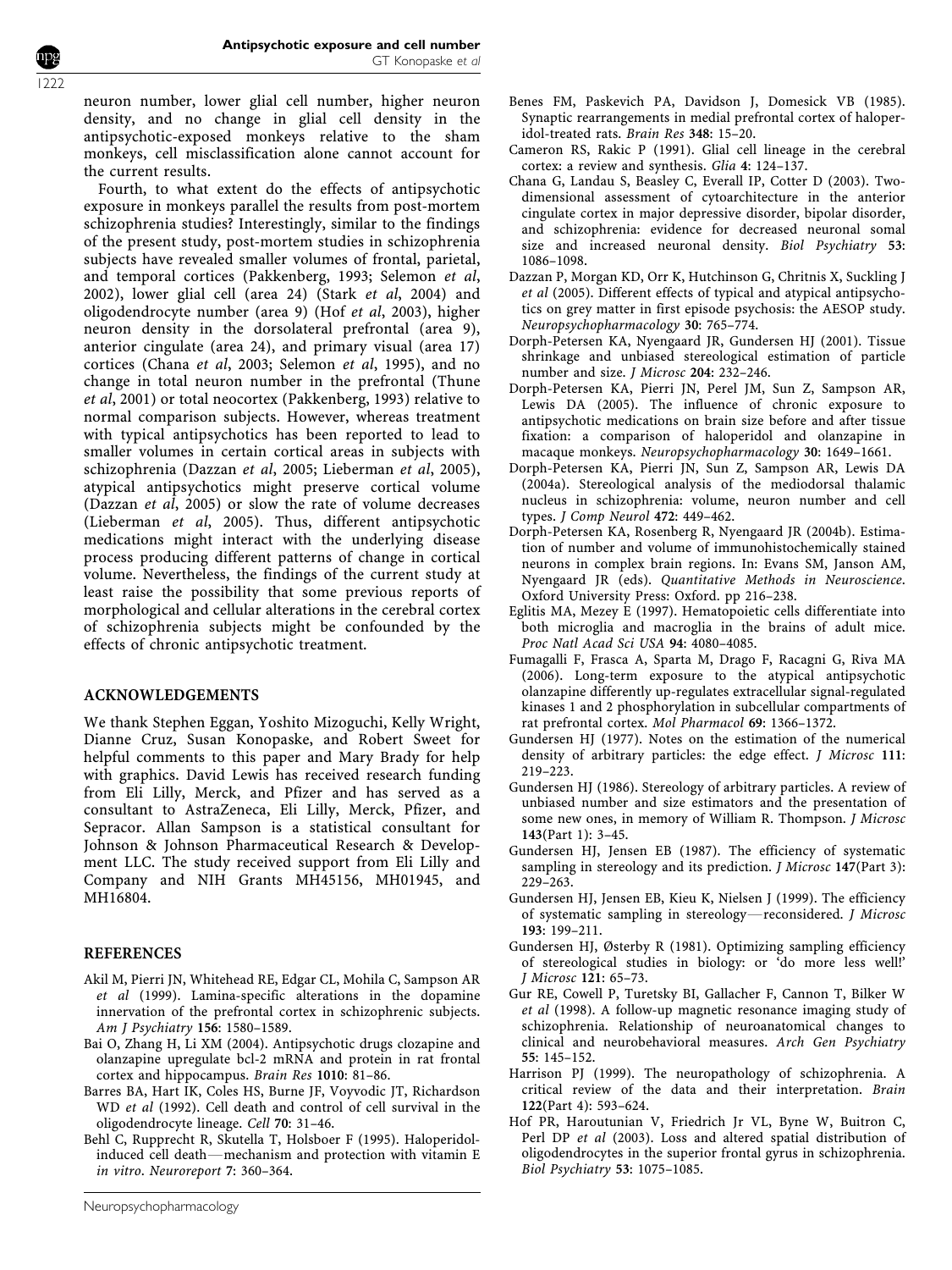neuron number, lower glial cell number, higher neuron density, and no change in glial cell density in the antipsychotic-exposed monkeys relative to the sham monkeys, cell misclassification alone cannot account for the current results.

Fourth, to what extent do the effects of antipsychotic exposure in monkeys parallel the results from post-mortem schizophrenia studies? Interestingly, similar to the findings of the present study, post-mortem studies in schizophrenia subjects have revealed smaller volumes of frontal, parietal, and temporal cortices (Pakkenberg, 1993; Selemon *et al*, 2002), lower glial cell (area 24) (Stark *et al*, 2004) and oligodendrocyte number (area 9) (Hof *et al*, 2003), higher neuron density in the dorsolateral prefrontal (area 9), anterior cingulate (area 24), and primary visual (area 17) cortices (Chana *et al*, 2003; Selemon *et al*, 1995), and no change in total neuron number in the prefrontal (Thune *et al*, 2001) or total neocortex (Pakkenberg, 1993) relative to normal comparison subjects. However, whereas treatment with typical antipsychotics has been reported to lead to smaller volumes in certain cortical areas in subjects with schizophrenia (Dazzan *et al*, 2005; Lieberman *et al*, 2005), atypical antipsychotics might preserve cortical volume (Dazzan *et al*, 2005) or slow the rate of volume decreases (Lieberman *et al*, 2005). Thus, different antipsychotic medications might interact with the underlying disease process producing different patterns of change in cortical volume. Nevertheless, the findings of the current study at least raise the possibility that some previous reports of morphological and cellular alterations in the cerebral cortex of schizophrenia subjects might be confounded by the effects of chronic antipsychotic treatment.

## ACKNOWLEDGEMENTS

We thank Stephen Eggan, Yoshito Mizoguchi, Kelly Wright, Dianne Cruz, Susan Konopaske, and Robert Sweet for helpful comments to this paper and Mary Brady for help with graphics. David Lewis has received research funding from Eli Lilly, Merck, and Pfizer and has served as a consultant to AstraZeneca, Eli Lilly, Merck, Pfizer, and Sepracor. Allan Sampson is a statistical consultant for Johnson & Johnson Pharmaceutical Research & Development LLC. The study received support from Eli Lilly and Company and NIH Grants MH45156, MH01945, and MH16804.

## REFERENCES

Akil M, Pierri JN, Whitehead RE, Edgar CL, Mohila C, Sampson AR *et al* (1999). Lamina-specific alterations in the dopamine innervation of the prefrontal cortex in schizophrenic subjects. *Am J Psychiatry* **156**: 1580–1589.

Bai O, Zhang H, Li XM (2004). Antipsychotic drugs clozapine and olanzapine upregulate bcl-2 mRNA and protein in rat frontal cortex and hippocampus. *Brain Res* **1010**: 81–86.

Barres BA, Hart IK, Coles HS, Burne JF, Voyvodic JT, Richardson WD *et al* (1992). Cell death and control of cell survival in the oligodendrocyte lineage. *Cell* **70**: 31–46.

Behl C, Rupprecht R, Skutella T, Holsboer F (1995). Haloperidol-induced cell death—mechanism and protection with vitamin E in vitro. *Neuroreport* **7**: 360–364.

Benes FM, Paskevich PA, Davidson J, Domesick VB (1985). Synaptic rearrangements in medial prefrontal cortex of haloperidol-treated rats. *Brain Res* **348**: 15–20.

Cameron RS, Rakic P (1991). Glial cell lineage in the cerebral cortex: a review and synthesis. *Glia* **4**: 124–137.

Chana G, Landau S, Beasley C, Everall IP, Cotter D (2003). Two-dimensional assessment of cytoarchitecture in the anterior cingulate cortex in major depressive disorder, bipolar disorder, and schizophrenia: evidence for decreased neuronal somal size and increased neuronal density. *Biol Psychiatry* **53**: 1086–1098.

Dazzan P, Morgan KD, Orr K, Hutchinson G, Chritnis X, Suckling J *et al* (2005). Different effects of typical and atypical antipsychotics on grey matter in first episode psychosis: the AESOP study. *Neuropsychopharmacology* **30**: 765–774.

Dorph-Petersen KA, Nyengaard JR, Gundersen HJ (2001). Tissue shrinkage and unbiased stereological estimation of particle number and size. *J Microsc* **204**: 232–246.

Dorph-Petersen KA, Pierri JN, Perel JM, Sun Z, Sampson AR, Lewis DA (2005). The influence of chronic exposure to antipsychotic medications on brain size before and after tissue fixation: a comparison of haloperidol and olanzapine in macaque monkeys. *Neuropsychopharmacology* **30**: 1649–1661.

Dorph-Petersen KA, Pierri JN, Sun Z, Sampson AR, Lewis DA (2004a). Stereological analysis of the mediodorsal thalamic nucleus in schizophrenia: volume, neuron number and cell types. *J Comp Neurol* **472**: 449–462.

Dorph-Petersen KA, Rosenberg R, Nyengaard JR (2004b). Estimation of number and volume of immunohistochemically stained neurons in complex brain regions. In: Evans SM, Janson AM, Nyengaard JR (eds). *Quantitative Methods in Neuroscience*. Oxford University Press: Oxford. pp 216–238.

Eglitis MA, Mezey E (1997). Hematopoietic cells differentiate into both microglia and macroglia in the brains of adult mice. *Proc Natl Acad Sci USA* **94**: 4080–4085.

Fumagalli F, Frasca A, Sparta M, Drago F, Racagni G, Riva MA (2006). Long-term exposure to the atypical antipsychotic olanzapine differently up-regulates extracellular signal-regulated kinases 1 and 2 phosphorylation in subcellular compartments of rat prefrontal cortex. *Mol Pharmacol* **69**: 1366–1372.

Gundersen HJ (1977). Notes on the estimation of the numerical density of arbitrary particles: the edge effect. *J Microsc* **111**: 219–223.

Gundersen HJ (1986). Stereology of arbitrary particles. A review of unbiased number and size estimators and the presentation of some new ones, in memory of William R. Thompson. *J Microsc* **143**(Part 1): 3–45.

Gundersen HJ, Jensen EB (1987). The efficiency of systematic sampling in stereology and its prediction. *J Microsc* **147**(Part 3): 229–263.

Gundersen HJ, Jensen EB, Kieu K, Nielsen J (1999). The efficiency of systematic sampling in stereology—reconsidered. *J Microsc* **193**: 199–211.

Gundersen HJ, Østerby R (1981). Optimizing sampling efficiency of stereological studies in biology: or 'do more less well!' *J Microsc* **121**: 65–73.

Gur RE, Cowell P, Turetsky BI, Gallacher F, Cannon T, Bilker W *et al* (1998). A follow-up magnetic resonance imaging study of schizophrenia. Relationship of neuroanatomical changes to clinical and neurobehavioral measures. *Arch Gen Psychiatry* **55**: 145–152.

Harrison PJ (1999). The neuropathology of schizophrenia. A critical review of the data and their interpretation. *Brain* **122**(Part 4): 593–624.

Hof PR, Haroutunian V, Friedrich Jr VL, Byne W, Buitron C, Perl DP *et al* (2003). Loss and altered spatial distribution of oligodendrocytes in the superior frontal gyrus in schizophrenia. *Biol Psychiatry* **53**: 1075–1085.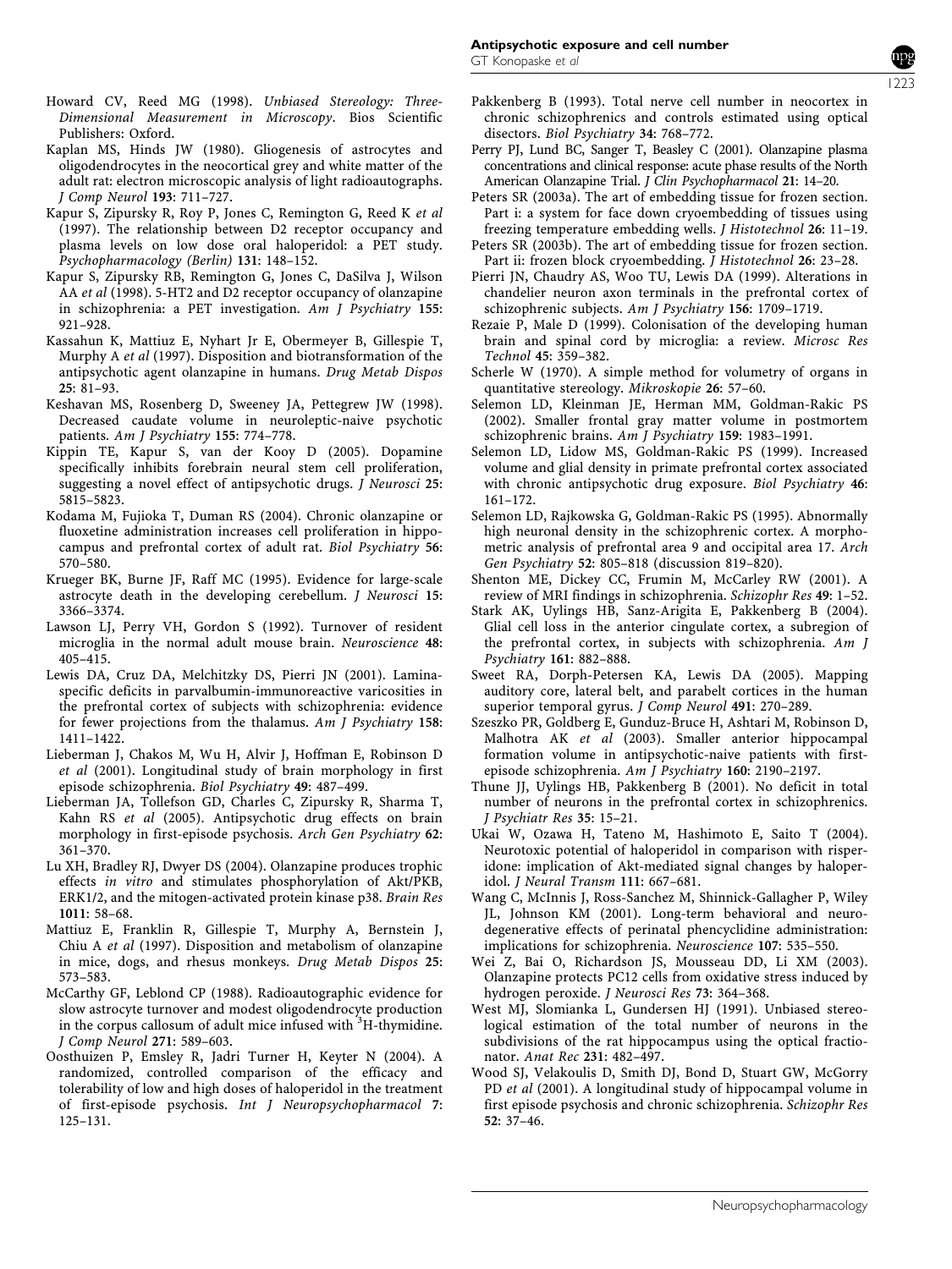Howard CV, Reed MG (1998). *Unbiased Stereology: Three-Dimensional Measurement in Microscopy*. Bios Scientific Publishers: Oxford.

Kaplan MS, Hinds JW (1980). Gliogenesis of astrocytes and oligodendrocytes in the neocortical grey and white matter of the adult rat: electron microscopic analysis of light radioautographs. *J Comp Neurol* **193**: 711–727.

Kapur S, Zipursky R, Roy P, Jones C, Remington G, Reed K *et al* (1997). The relationship between D2 receptor occupancy and plasma levels on low dose oral haloperidol: a PET study. *Psychopharmacology (Berlin)* **131**: 148–152.

Kapur S, Zipursky RB, Remington G, Jones C, DaSilva J, Wilson AA *et al* (1998). 5-HT2 and D2 receptor occupancy of olanzapine in schizophrenia: a PET investigation. *Am J Psychiatry* **155**: 921–928.

Kassahun K, Mattiuz E, Nyhart Jr E, Obermeyer B, Gillespie T, Murphy A *et al* (1997). Disposition and biotransformation of the antipsychotic agent olanzapine in humans. *Drug Metab Dispos* **25**: 81–93.

Keshavan MS, Rosenberg D, Sweeney JA, Pettegrew JW (1998). Decreased caudate volume in neuroleptic-naive psychotic patients. *Am J Psychiatry* **155**: 774–778.

Kippin TE, Kapur S, van der Kooy D (2005). Dopamine specifically inhibits forebrain neural stem cell proliferation, suggesting a novel effect of antipsychotic drugs. *J Neurosci* **25**: 5815–5823.

Kodama M, Fujioka T, Duman RS (2004). Chronic olanzapine or fluoxetine administration increases cell proliferation in hippocampus and prefrontal cortex of adult rat. *Biol Psychiatry* **56**: 570–580.

Krueger BK, Burne JF, Raff MC (1995). Evidence for large-scale astrocyte death in the developing cerebellum. *J Neurosci* **15**: 3366–3374.

Lawson LJ, Perry VH, Gordon S (1992). Turnover of resident microglia in the normal adult mouse brain. *Neuroscience* **48**: 405–415.

Lewis DA, Cruz DA, Melchitzky DS, Pierri JN (2001). Lamina-specific deficits in parvalbumin-immunoreactive varicosities in the prefrontal cortex of subjects with schizophrenia: evidence for fewer projections from the thalamus. *Am J Psychiatry* **158**: 1411–1422.

Lieberman J, Chakos M, Wu H, Alvir J, Hoffman E, Robinson D *et al* (2001). Longitudinal study of brain morphology in first episode schizophrenia. *Biol Psychiatry* **49**: 487–499.

Lieberman JA, Tollefson GD, Charles C, Zipursky R, Sharma T, Kahn RS *et al* (2005). Antipsychotic drug effects on brain morphology in first-episode psychosis. *Arch Gen Psychiatry* **62**: 361–370.

Lu XH, Bradley RJ, Dwyer DS (2004). Olanzapine produces trophic effects *in vitro* and stimulates phosphorylation of Akt/PKB, ERK1/2, and the mitogen-activated protein kinase p38. *Brain Res* **1011**: 58–68.

Mattiuz E, Franklin R, Gillespie T, Murphy A, Bernstein J, Chiu A *et al* (1997). Disposition and metabolism of olanzapine in mice, dogs, and rhesus monkeys. *Drug Metab Dispos* **25**: 573–583.

McCarthy GF, Leblond CP (1988). Radioautographic evidence for slow astrocyte turnover and modest oligodendrocyte production in the corpus callosum of adult mice infused with $^{3}$H-thymidine. *J Comp Neurol* **271**: 589–603.

Oosthuizen P, Emsley R, Jadri Turner H, Keyter N (2004). A randomized, controlled comparison of the efficacy and tolerability of low and high doses of haloperidol in the treatment of first-episode psychosis. *Int J Neuropsychopharmacol* **7**: 125–131.

Pakkenberg B (1993). Total nerve cell number in neocortex in chronic schizophrenics and controls estimated using optical disectors. *Biol Psychiatry* **34**: 768–772.

Perry PJ, Lund BC, Sanger T, Beasley C (2001). Olanzapine plasma concentrations and clinical response: acute phase results of the North American Olanzapine Trial. *J Clin Psychopharmacol* **21**: 14–20.

Peters SR (2003a). The art of embedding tissue for frozen section. Part i: a system for face down cryoembedding of tissues using freezing temperature embedding wells. *J Histotechnol* **26**: 11–19.

Peters SR (2003b). The art of embedding tissue for frozen section. Part ii: frozen block cryoembedding. *J Histotechnol* **26**: 23–28.

Pierri JN, Chaudry AS, Woo TU, Lewis DA (1999). Alterations in chandelier neuron axon terminals in the prefrontal cortex of schizophrenic subjects. *Am J Psychiatry* **156**: 1709–1719.

Rezaie P, Male D (1999). Colonisation of the developing human brain and spinal cord by microglia: a review. *Microsc Res Technol* **45**: 359–382.

Scherle W (1970). A simple method for volumetry of organs in quantitative stereology. *Mikroskopie* **26**: 57–60.

Selemon LD, Kleinman JE, Herman MM, Goldman-Rakic PS (2002). Smaller frontal gray matter volume in postmortem schizophrenic brains. *Am J Psychiatry* **159**: 1983–1991.

Selemon LD, Lidow MS, Goldman-Rakic PS (1999). Increased volume and glial density in primate prefrontal cortex associated with chronic antipsychotic drug exposure. *Biol Psychiatry* **46**: 161–172.

Selemon LD, Rajkowska G, Goldman-Rakic PS (1995). Abnormally high neuronal density in the schizophrenic cortex. A morphometric analysis of prefrontal area 9 and occipital area 17. *Arch Gen Psychiatry* **52**: 805–818 (discussion 819–820).

Shenton ME, Dickey CC, Frumin M, McCarley RW (2001). A review of MRI findings in schizophrenia. *Schizophr Res* **49**: 1–52.

Stark AK, Uylings HB, Sanz-Arigita E, Pakkenberg B (2004). Glial cell loss in the anterior cingulate cortex, a subregion of the prefrontal cortex, in subjects with schizophrenia. *Am J Psychiatry* **161**: 882–888.

Sweet RA, Dorph-Petersen KA, Lewis DA (2005). Mapping auditory core, lateral belt, and parabelt cortices in the human superior temporal gyrus. *J Comp Neurol* **491**: 270–289.

Szeszko PR, Goldberg E, Gunduz-Bruce H, Ashtari M, Robinson D, Malhotra AK *et al* (2003). Smaller anterior hippocampal formation volume in antipsychotic-naive patients with first-episode schizophrenia. *Am J Psychiatry* **160**: 2190–2197.

Thune JJ, Uylings HB, Pakkenberg B (2001). No deficit in total number of neurons in the prefrontal cortex in schizophrenics. *J Psychiatr Res* **35**: 15–21.

Ukai W, Ozawa H, Tateno M, Hashimoto E, Saito T (2004). Neurotoxic potential of haloperidol in comparison with risperidone: implication of Akt-mediated signal changes by haloperidol. *J Neural Transm* **111**: 667–681.

Wang C, McInnis J, Ross-Sanchez M, Shinnick-Gallagher P, Wiley JL, Johnson KM (2001). Long-term behavioral and neurodegenerative effects of perinatal phencyclidine administration: implications for schizophrenia. *Neuroscience* **107**: 535–550.

Wei Z, Bai O, Richardson JS, Mousseau DD, Li XM (2003). Olanzapine protects PC12 cells from oxidative stress induced by hydrogen peroxide. *J Neurosci Res* **73**: 364–368.

West MJ, Slomianka L, Gundersen HJ (1991). Unbiased stereological estimation of the total number of neurons in the subdivisions of the rat hippocampus using the optical fractionator. *Anat Rec* **231**: 482–497.

Wood SJ, Velakoulis D, Smith DJ, Bond D, Stuart GW, McGorry PD *et al* (2001). A longitudinal study of hippocampal volume in first episode psychosis and chronic schizophrenia. *Schizophr Res* **52**: 37–46.